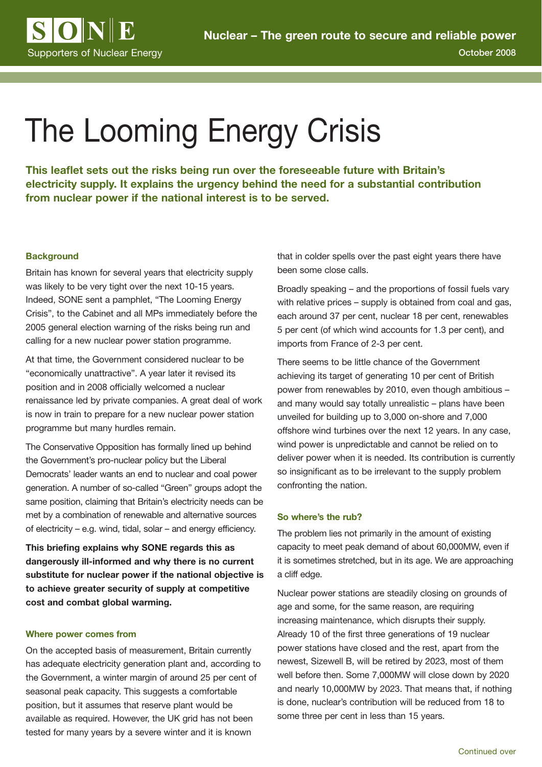**SONE**
Supporters of Nuclear Energy

**Nuclear – The green route to secure and reliable power**

October 2008

# The Looming Energy Crisis

**This leaflet sets out the risks being run over the foreseeable future with Britain's electricity supply. It explains the urgency behind the need for a substantial contribution from nuclear power if the national interest is to be served.**

### Background

Britain has known for several years that electricity supply was likely to be very tight over the next 10-15 years. Indeed, SONE sent a pamphlet, "The Looming Energy Crisis", to the Cabinet and all MPs immediately before the 2005 general election warning of the risks being run and calling for a new nuclear power station programme.

At that time, the Government considered nuclear to be "economically unattractive". A year later it revised its position and in 2008 officially welcomed a nuclear renaissance led by private companies. A great deal of work is now in train to prepare for a new nuclear power station programme but many hurdles remain.

The Conservative Opposition has formally lined up behind the Government's pro-nuclear policy but the Liberal Democrats' leader wants an end to nuclear and coal power generation. A number of so-called "Green" groups adopt the same position, claiming that Britain's electricity needs can be met by a combination of renewable and alternative sources of electricity – e.g. wind, tidal, solar – and energy efficiency.

**This briefing explains why SONE regards this as dangerously ill-informed and why there is no current substitute for nuclear power if the national objective is to achieve greater security of supply at competitive cost and combat global warming.**

### Where power comes from

On the accepted basis of measurement, Britain currently has adequate electricity generation plant and, according to the Government, a winter margin of around 25 per cent of seasonal peak capacity. This suggests a comfortable position, but it assumes that reserve plant would be available as required. However, the UK grid has not been tested for many years by a severe winter and it is known that in colder spells over the past eight years there have been some close calls.

Broadly speaking – and the proportions of fossil fuels vary with relative prices – supply is obtained from coal and gas, each around 37 per cent, nuclear 18 per cent, renewables 5 per cent (of which wind accounts for 1.3 per cent), and imports from France of 2-3 per cent.

There seems to be little chance of the Government achieving its target of generating 10 per cent of British power from renewables by 2010, even though ambitious – and many would say totally unrealistic – plans have been unveiled for building up to 3,000 on-shore and 7,000 offshore wind turbines over the next 12 years. In any case, wind power is unpredictable and cannot be relied on to deliver power when it is needed. Its contribution is currently so insignificant as to be irrelevant to the supply problem confronting the nation.

### So where's the rub?

The problem lies not primarily in the amount of existing capacity to meet peak demand of about 60,000MW, even if it is sometimes stretched, but in its age. We are approaching a cliff edge.

Nuclear power stations are steadily closing on grounds of age and some, for the same reason, are requiring increasing maintenance, which disrupts their supply. Already 10 of the first three generations of 19 nuclear power stations have closed and the rest, apart from the newest, Sizewell B, will be retired by 2023, most of them well before then. Some 7,000MW will close down by 2020 and nearly 10,000MW by 2023. That means that, if nothing is done, nuclear's contribution will be reduced from 18 to some three per cent in less than 15 years.

Continued over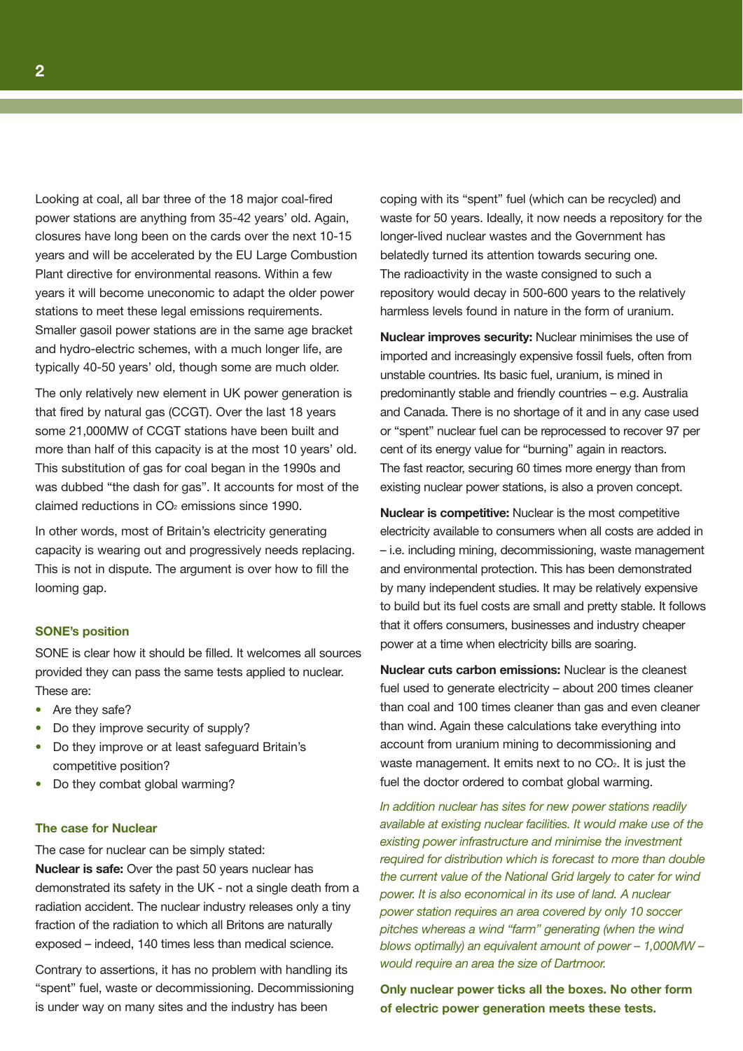Looking at coal, all bar three of the 18 major coal-fired power stations are anything from 35-42 years' old. Again, closures have long been on the cards over the next 10-15 years and will be accelerated by the EU Large Combustion Plant directive for environmental reasons. Within a few years it will become uneconomic to adapt the older power stations to meet these legal emissions requirements. Smaller gasoil power stations are in the same age bracket and hydro-electric schemes, with a much longer life, are typically 40-50 years' old, though some are much older.

The only relatively new element in UK power generation is that fired by natural gas (CCGT). Over the last 18 years some 21,000MW of CCGT stations have been built and more than half of this capacity is at the most 10 years' old. This substitution of gas for coal began in the 1990s and was dubbed "the dash for gas". It accounts for most of the claimed reductions in $CO_2$ emissions since 1990.

In other words, most of Britain's electricity generating capacity is wearing out and progressively needs replacing. This is not in dispute. The argument is over how to fill the looming gap.

### SONE's position

SONE is clear how it should be filled. It welcomes all sources provided they can pass the same tests applied to nuclear. These are:

- Are they safe?
- Do they improve security of supply?
- Do they improve or at least safeguard Britain's competitive position?
- Do they combat global warming?

### The case for Nuclear

The case for nuclear can be simply stated:

**Nuclear is safe:** Over the past 50 years nuclear has demonstrated its safety in the UK - not a single death from a radiation accident. The nuclear industry releases only a tiny fraction of the radiation to which all Britons are naturally exposed – indeed, 140 times less than medical science.

Contrary to assertions, it has no problem with handling its "spent" fuel, waste or decommissioning. Decommissioning is under way on many sites and the industry has been coping with its "spent" fuel (which can be recycled) and waste for 50 years. Ideally, it now needs a repository for the longer-lived nuclear wastes and the Government has belatedly turned its attention towards securing one. The radioactivity in the waste consigned to such a repository would decay in 500-600 years to the relatively harmless levels found in nature in the form of uranium.

**Nuclear improves security:** Nuclear minimises the use of imported and increasingly expensive fossil fuels, often from unstable countries. Its basic fuel, uranium, is mined in predominantly stable and friendly countries – e.g. Australia and Canada. There is no shortage of it and in any case used or "spent" nuclear fuel can be reprocessed to recover 97 per cent of its energy value for "burning" again in reactors. The fast reactor, securing 60 times more energy than from existing nuclear power stations, is also a proven concept.

**Nuclear is competitive:** Nuclear is the most competitive electricity available to consumers when all costs are added in – i.e. including mining, decommissioning, waste management and environmental protection. This has been demonstrated by many independent studies. It may be relatively expensive to build but its fuel costs are small and pretty stable. It follows that it offers consumers, businesses and industry cheaper power at a time when electricity bills are soaring.

**Nuclear cuts carbon emissions:** Nuclear is the cleanest fuel used to generate electricity – about 200 times cleaner than coal and 100 times cleaner than gas and even cleaner than wind. Again these calculations take everything into account from uranium mining to decommissioning and waste management. It emits next to no $CO_2$. It is just the fuel the doctor ordered to combat global warming.

*In addition nuclear has sites for new power stations readily available at existing nuclear facilities. It would make use of the existing power infrastructure and minimise the investment required for distribution which is forecast to more than double the current value of the National Grid largely to cater for wind power. It is also economical in its use of land. A nuclear power station requires an area covered by only 10 soccer pitches whereas a wind "farm" generating (when the wind blows optimally) an equivalent amount of power – 1,000MW – would require an area the size of Dartmoor.*

**Only nuclear power ticks all the boxes. No other form of electric power generation meets these tests.**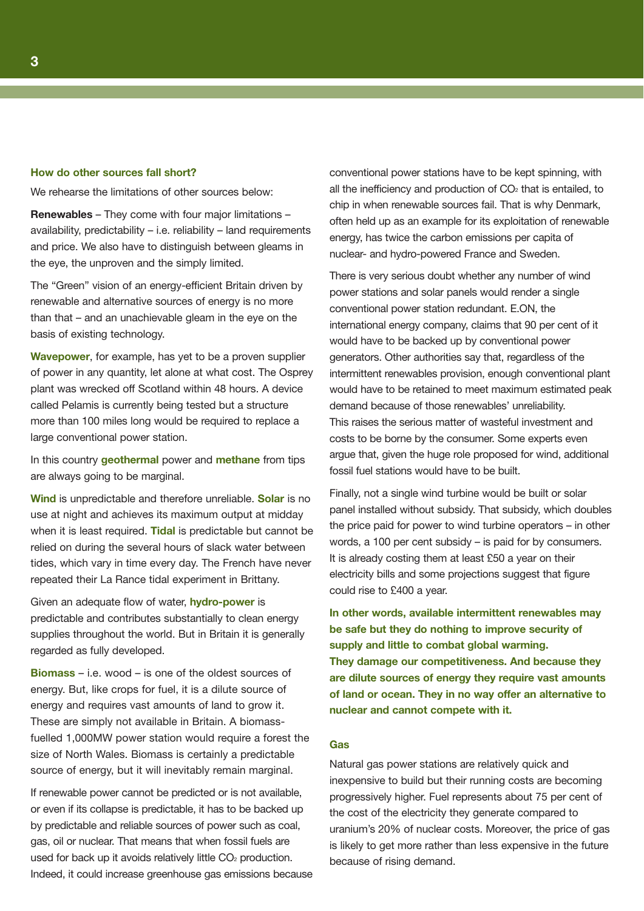### How do other sources fall short?

We rehearse the limitations of other sources below:

**Renewables** – They come with four major limitations – availability, predictability – i.e. reliability – land requirements and price. We also have to distinguish between gleams in the eye, the unproven and the simply limited.

The "Green" vision of an energy-efficient Britain driven by renewable and alternative sources of energy is no more than that – and an unachievable gleam in the eye on the basis of existing technology.

**Wavepower**, for example, has yet to be a proven supplier of power in any quantity, let alone at what cost. The Osprey plant was wrecked off Scotland within 48 hours. A device called Pelamis is currently being tested but a structure more than 100 miles long would be required to replace a large conventional power station.

In this country **geothermal** power and **methane** from tips are always going to be marginal.

**Wind** is unpredictable and therefore unreliable. **Solar** is no use at night and achieves its maximum output at midday when it is least required. **Tidal** is predictable but cannot be relied on during the several hours of slack water between tides, which vary in time every day. The French have never repeated their La Rance tidal experiment in Brittany.

Given an adequate flow of water, **hydro-power** is predictable and contributes substantially to clean energy supplies throughout the world. But in Britain it is generally regarded as fully developed.

**Biomass** – i.e. wood – is one of the oldest sources of energy. But, like crops for fuel, it is a dilute source of energy and requires vast amounts of land to grow it. These are simply not available in Britain. A biomass-fuelled 1,000MW power station would require a forest the size of North Wales. Biomass is certainly a predictable source of energy, but it will inevitably remain marginal.

If renewable power cannot be predicted or is not available, or even if its collapse is predictable, it has to be backed up by predictable and reliable sources of power such as coal, gas, oil or nuclear. That means that when fossil fuels are used for back up it avoids relatively little $CO_2$ production. Indeed, it could increase greenhouse gas emissions because conventional power stations have to be kept spinning, with all the inefficiency and production of $CO_2$ that is entailed, to chip in when renewable sources fail. That is why Denmark, often held up as an example for its exploitation of renewable energy, has twice the carbon emissions per capita of nuclear- and hydro-powered France and Sweden.

There is very serious doubt whether any number of wind power stations and solar panels would render a single conventional power station redundant. E.ON, the international energy company, claims that 90 per cent of it would have to be backed up by conventional power generators. Other authorities say that, regardless of the intermittent renewables provision, enough conventional plant would have to be retained to meet maximum estimated peak demand because of those renewables' unreliability. This raises the serious matter of wasteful investment and costs to be borne by the consumer. Some experts even argue that, given the huge role proposed for wind, additional fossil fuel stations would have to be built.

Finally, not a single wind turbine would be built or solar panel installed without subsidy. That subsidy, which doubles the price paid for power to wind turbine operators – in other words, a 100 per cent subsidy – is paid for by consumers. It is already costing them at least £50 a year on their electricity bills and some projections suggest that figure could rise to £400 a year.

**In other words, available intermittent renewables may be safe but they do nothing to improve security of supply and little to combat global warming. They damage our competitiveness. And because they are dilute sources of energy they require vast amounts of land or ocean. They in no way offer an alternative to nuclear and cannot compete with it.**

### Gas

Natural gas power stations are relatively quick and inexpensive to build but their running costs are becoming progressively higher. Fuel represents about 75 per cent of the cost of the electricity they generate compared to uranium's 20% of nuclear costs. Moreover, the price of gas is likely to get more rather than less expensive in the future because of rising demand.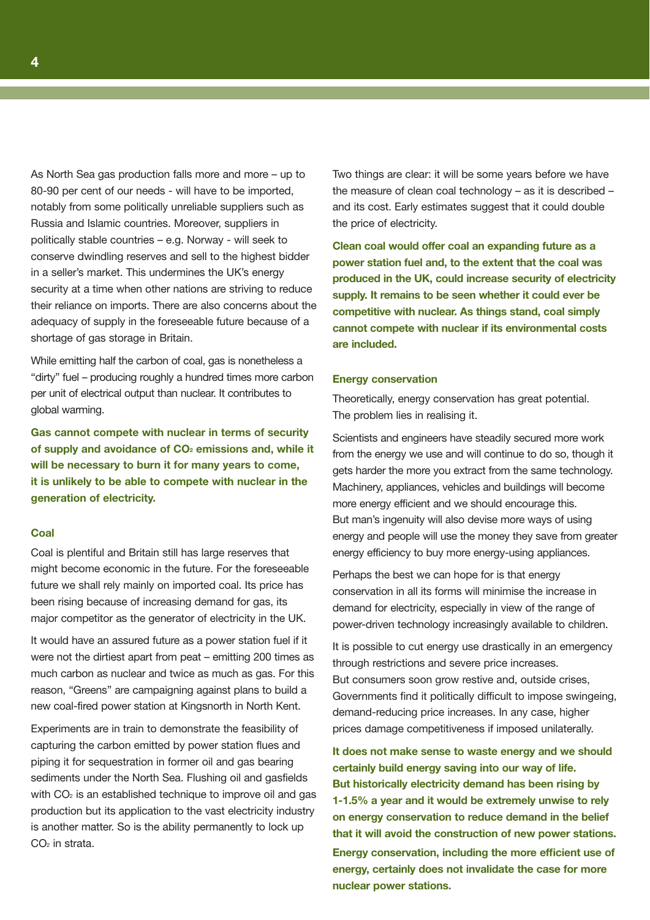As North Sea gas production falls more and more – up to 80-90 per cent of our needs - will have to be imported, notably from some politically unreliable suppliers such as Russia and Islamic countries. Moreover, suppliers in politically stable countries – e.g. Norway - will seek to conserve dwindling reserves and sell to the highest bidder in a seller's market. This undermines the UK's energy security at a time when other nations are striving to reduce their reliance on imports. There are also concerns about the adequacy of supply in the foreseeable future because of a shortage of gas storage in Britain.

While emitting half the carbon of coal, gas is nonetheless a "dirty" fuel – producing roughly a hundred times more carbon per unit of electrical output than nuclear. It contributes to global warming.

**Gas cannot compete with nuclear in terms of security of supply and avoidance of $CO_2$ emissions and, while it will be necessary to burn it for many years to come, it is unlikely to be able to compete with nuclear in the generation of electricity.**

### Coal

Coal is plentiful and Britain still has large reserves that might become economic in the future. For the foreseeable future we shall rely mainly on imported coal. Its price has been rising because of increasing demand for gas, its major competitor as the generator of electricity in the UK.

It would have an assured future as a power station fuel if it were not the dirtiest apart from peat – emitting 200 times as much carbon as nuclear and twice as much as gas. For this reason, "Greens" are campaigning against plans to build a new coal-fired power station at Kingsnorth in North Kent.

Experiments are in train to demonstrate the feasibility of capturing the carbon emitted by power station flues and piping it for sequestration in former oil and gas bearing sediments under the North Sea. Flushing oil and gasfields with $CO_2$ is an established technique to improve oil and gas production but its application to the vast electricity industry is another matter. So is the ability permanently to lock up $CO_2$ in strata.

Two things are clear: it will be some years before we have the measure of clean coal technology – as it is described – and its cost. Early estimates suggest that it could double the price of electricity.

**Clean coal would offer coal an expanding future as a power station fuel and, to the extent that the coal was produced in the UK, could increase security of electricity supply. It remains to be seen whether it could ever be competitive with nuclear. As things stand, coal simply cannot compete with nuclear if its environmental costs are included.**

### Energy conservation

Theoretically, energy conservation has great potential. The problem lies in realising it.

Scientists and engineers have steadily secured more work from the energy we use and will continue to do so, though it gets harder the more you extract from the same technology. Machinery, appliances, vehicles and buildings will become more energy efficient and we should encourage this. But man's ingenuity will also devise more ways of using energy and people will use the money they save from greater energy efficiency to buy more energy-using appliances.

Perhaps the best we can hope for is that energy conservation in all its forms will minimise the increase in demand for electricity, especially in view of the range of power-driven technology increasingly available to children.

It is possible to cut energy use drastically in an emergency through restrictions and severe price increases. But consumers soon grow restive and, outside crises, Governments find it politically difficult to impose swingeing, demand-reducing price increases. In any case, higher prices damage competitiveness if imposed unilaterally.

**It does not make sense to waste energy and we should certainly build energy saving into our way of life. But historically electricity demand has been rising by 1-1.5% a year and it would be extremely unwise to rely on energy conservation to reduce demand in the belief that it will avoid the construction of new power stations.**

**Energy conservation, including the more efficient use of energy, certainly does not invalidate the case for more nuclear power stations.**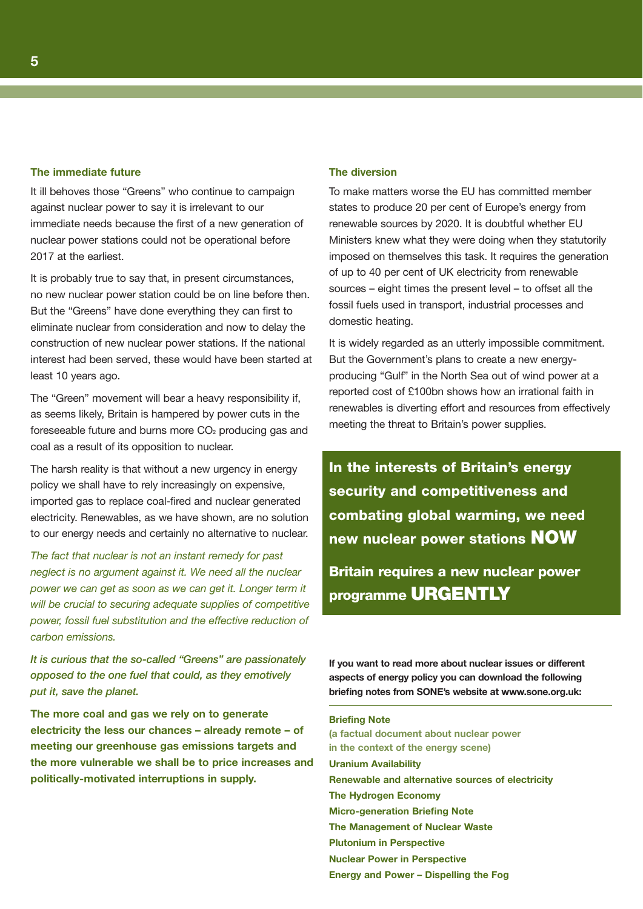### The immediate future

It ill behoves those "Greens" who continue to campaign against nuclear power to say it is irrelevant to our immediate needs because the first of a new generation of nuclear power stations could not be operational before 2017 at the earliest.

It is probably true to say that, in present circumstances, no new nuclear power station could be on line before then. But the "Greens" have done everything they can first to eliminate nuclear from consideration and now to delay the construction of new nuclear power stations. If the national interest had been served, these would have been started at least 10 years ago.

The "Green" movement will bear a heavy responsibility if, as seems likely, Britain is hampered by power cuts in the foreseeable future and burns more $CO_2$ producing gas and coal as a result of its opposition to nuclear.

The harsh reality is that without a new urgency in energy policy we shall have to rely increasingly on expensive, imported gas to replace coal-fired and nuclear generated electricity. Renewables, as we have shown, are no solution to our energy needs and certainly no alternative to nuclear.

*The fact that nuclear is not an instant remedy for past neglect is no argument against it. We need all the nuclear power we can get as soon as we can get it. Longer term it will be crucial to securing adequate supplies of competitive power, fossil fuel substitution and the effective reduction of carbon emissions.*

***It is curious that the so-called "Greens" are passionately opposed to the one fuel that could, as they emotively put it, save the planet.***

**The more coal and gas we rely on to generate electricity the less our chances – already remote – of meeting our greenhouse gas emissions targets and the more vulnerable we shall be to price increases and politically-motivated interruptions in supply.**

### The diversion

To make matters worse the EU has committed member states to produce 20 per cent of Europe's energy from renewable sources by 2020. It is doubtful whether EU Ministers knew what they were doing when they statutorily imposed on themselves this task. It requires the generation of up to 40 per cent of UK electricity from renewable sources – eight times the present level – to offset all the fossil fuels used in transport, industrial processes and domestic heating.

It is widely regarded as an utterly impossible commitment. But the Government's plans to create a new energy-producing "Gulf" in the North Sea out of wind power at a reported cost of £100bn shows how an irrational faith in renewables is diverting effort and resources from effectively meeting the threat to Britain's power supplies.

**In the interests of Britain's energy security and competitiveness and combating global warming, we need new nuclear power stations NOW**

**Britain requires a new nuclear power programme URGENTLY**

**If you want to read more about nuclear issues or different aspects of energy policy you can download the following briefing notes from SONE's website at www.sone.org.uk:**

- **Briefing Note** (a factual document about nuclear power in the context of the energy scene)
- **Uranium Availability**
- **Renewable and alternative sources of electricity**
- **The Hydrogen Economy**
- **Micro-generation Briefing Note**
- **The Management of Nuclear Waste**
- **Plutonium in Perspective**
- **Nuclear Power in Perspective**
- **Energy and Power – Dispelling the Fog**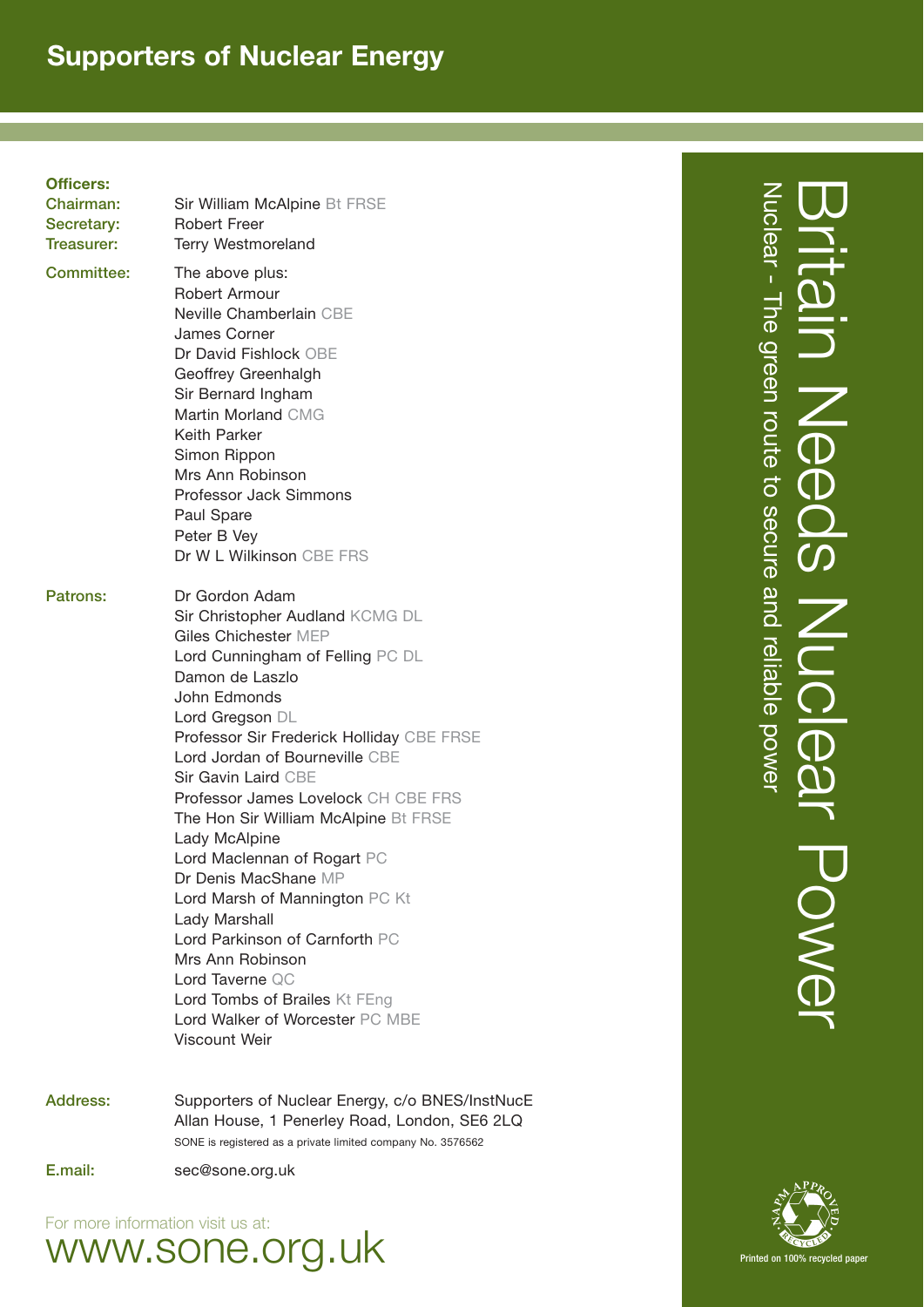# Supporters of Nuclear Energy

**Officers:**

**Chairman:** Sir William McAlpine Bt FRSE
**Secretary:** Robert Freer
**Treasurer:** Terry Westmoreland

**Committee:** The above plus:
Robert Armour
Neville Chamberlain CBE
James Corner
Dr David Fishlock OBE
Geoffrey Greenhalgh
Sir Bernard Ingham
Martin Morland CMG
Keith Parker
Simon Rippon
Mrs Ann Robinson
Professor Jack Simmons
Paul Spare
Peter B Vey
Dr W L Wilkinson CBE FRS

**Patrons:** Dr Gordon Adam
Sir Christopher Audland KCMG DL
Giles Chichester MEP
Lord Cunningham of Felling PC DL
Damon de Laszlo
John Edmonds
Lord Gregson DL
Professor Sir Frederick Holliday CBE FRSE
Lord Jordan of Bourneville CBE
Sir Gavin Laird CBE
Professor James Lovelock CH CBE FRS
The Hon Sir William McAlpine Bt FRSE
Lady McAlpine
Lord Maclennan of Rogart PC
Dr Denis MacShane MP
Lord Marsh of Mannington PC Kt
Lady Marshall
Lord Parkinson of Carnforth PC
Mrs Ann Robinson
Lord Taverne QC
Lord Tombs of Brailes Kt FEng
Lord Walker of Worcester PC MBE
Viscount Weir

**Address:** Supporters of Nuclear Energy, c/o BNES/InstNucE
Allan House, 1 Penerley Road, London, SE6 2LQ
SONE is registered as a private limited company No. 3576562

**E.mail:** sec@sone.org.uk

For more information visit us at:
www.sone.org.uk

Britain Needs Nuclear Power

Nuclear - The green route to secure and reliable power

Printed on 100% recycled paper